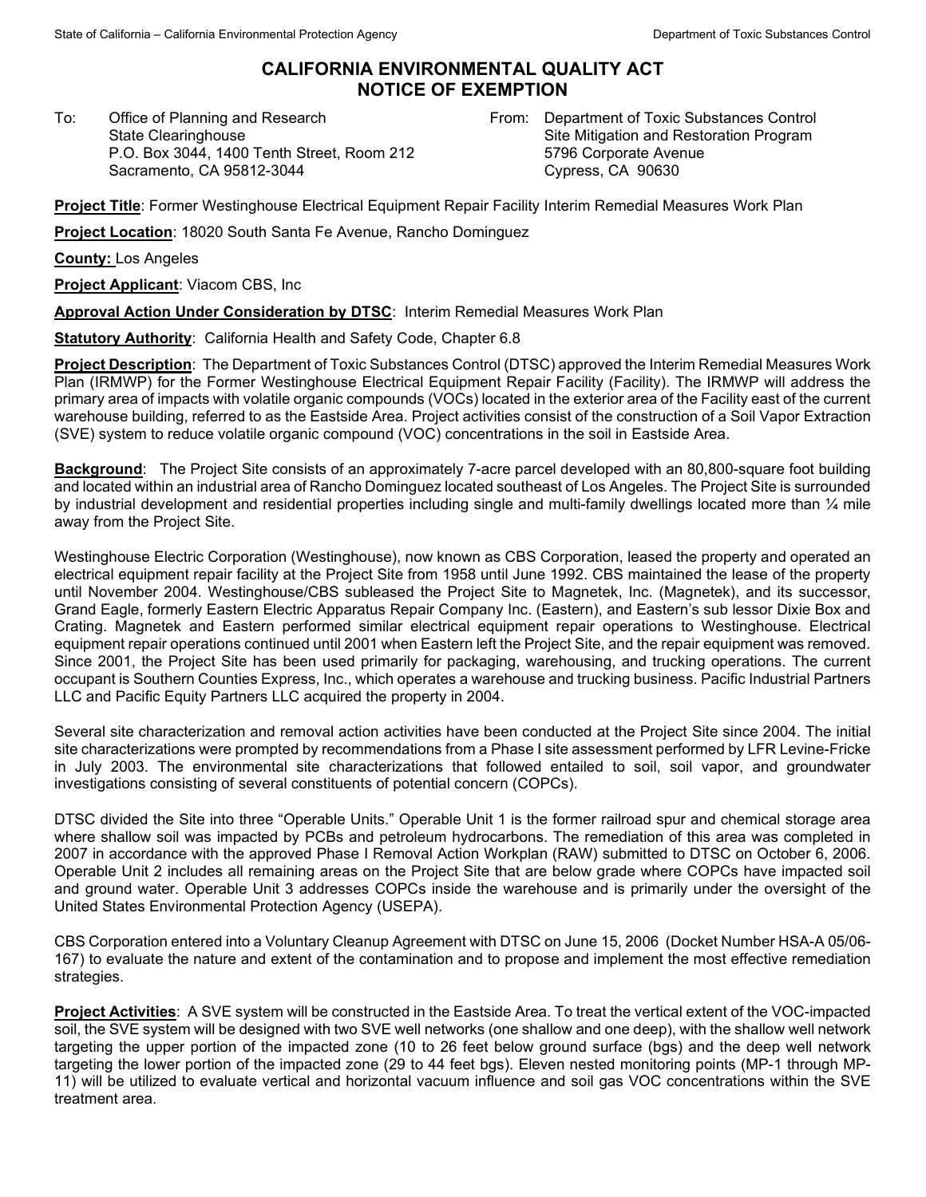# CALIFORNIA ENVIRONMENTAL QUALITY ACT NOTICE OF EXEMPTION

To: Office of Planning and Research
State Clearinghouse
P.O. Box 3044, 1400 Tenth Street, Room 212
Sacramento, CA 95812-3044

From: Department of Toxic Substances Control
Site Mitigation and Restoration Program
5796 Corporate Avenue
Cypress, CA 90630

**Project Title**: Former Westinghouse Electrical Equipment Repair Facility Interim Remedial Measures Work Plan

**Project Location**: 18020 South Santa Fe Avenue, Rancho Dominguez

**County:** Los Angeles

**Project Applicant**: Viacom CBS, Inc

**Approval Action Under Consideration by DTSC**: Interim Remedial Measures Work Plan

**Statutory Authority**: California Health and Safety Code, Chapter 6.8

**Project Description**: The Department of Toxic Substances Control (DTSC) approved the Interim Remedial Measures Work Plan (IRMWP) for the Former Westinghouse Electrical Equipment Repair Facility (Facility). The IRMWP will address the primary area of impacts with volatile organic compounds (VOCs) located in the exterior area of the Facility east of the current warehouse building, referred to as the Eastside Area. Project activities consist of the construction of a Soil Vapor Extraction (SVE) system to reduce volatile organic compound (VOC) concentrations in the soil in Eastside Area.

**Background**: The Project Site consists of an approximately 7-acre parcel developed with an 80,800-square foot building and located within an industrial area of Rancho Dominguez located southeast of Los Angeles. The Project Site is surrounded by industrial development and residential properties including single and multi-family dwellings located more than ¼ mile away from the Project Site.

Westinghouse Electric Corporation (Westinghouse), now known as CBS Corporation, leased the property and operated an electrical equipment repair facility at the Project Site from 1958 until June 1992. CBS maintained the lease of the property until November 2004. Westinghouse/CBS subleased the Project Site to Magnetek, Inc. (Magnetek), and its successor, Grand Eagle, formerly Eastern Electric Apparatus Repair Company Inc. (Eastern), and Eastern's sub lessor Dixie Box and Crating. Magnetek and Eastern performed similar electrical equipment repair operations to Westinghouse. Electrical equipment repair operations continued until 2001 when Eastern left the Project Site, and the repair equipment was removed. Since 2001, the Project Site has been used primarily for packaging, warehousing, and trucking operations. The current occupant is Southern Counties Express, Inc., which operates a warehouse and trucking business. Pacific Industrial Partners LLC and Pacific Equity Partners LLC acquired the property in 2004.

Several site characterization and removal action activities have been conducted at the Project Site since 2004. The initial site characterizations were prompted by recommendations from a Phase I site assessment performed by LFR Levine-Fricke in July 2003. The environmental site characterizations that followed entailed to soil, soil vapor, and groundwater investigations consisting of several constituents of potential concern (COPCs).

DTSC divided the Site into three "Operable Units." Operable Unit 1 is the former railroad spur and chemical storage area where shallow soil was impacted by PCBs and petroleum hydrocarbons. The remediation of this area was completed in 2007 in accordance with the approved Phase I Removal Action Workplan (RAW) submitted to DTSC on October 6, 2006. Operable Unit 2 includes all remaining areas on the Project Site that are below grade where COPCs have impacted soil and ground water. Operable Unit 3 addresses COPCs inside the warehouse and is primarily under the oversight of the United States Environmental Protection Agency (USEPA).

CBS Corporation entered into a Voluntary Cleanup Agreement with DTSC on June 15, 2006 (Docket Number HSA-A 05/06-167) to evaluate the nature and extent of the contamination and to propose and implement the most effective remediation strategies.

**Project Activities**: A SVE system will be constructed in the Eastside Area. To treat the vertical extent of the VOC-impacted soil, the SVE system will be designed with two SVE well networks (one shallow and one deep), with the shallow well network targeting the upper portion of the impacted zone (10 to 26 feet below ground surface (bgs) and the deep well network targeting the lower portion of the impacted zone (29 to 44 feet bgs). Eleven nested monitoring points (MP-1 through MP-11) will be utilized to evaluate vertical and horizontal vacuum influence and soil gas VOC concentrations within the SVE treatment area.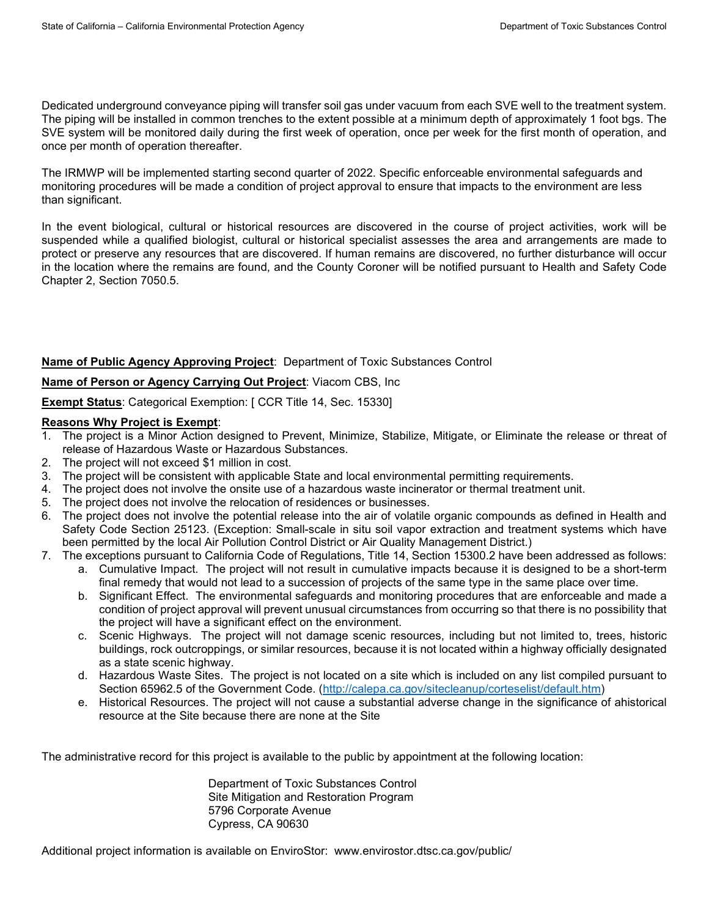Dedicated underground conveyance piping will transfer soil gas under vacuum from each SVE well to the treatment system. The piping will be installed in common trenches to the extent possible at a minimum depth of approximately 1 foot bgs. The SVE system will be monitored daily during the first week of operation, once per week for the first month of operation, and once per month of operation thereafter.

The IRMWP will be implemented starting second quarter of 2022. Specific enforceable environmental safeguards and monitoring procedures will be made a condition of project approval to ensure that impacts to the environment are less than significant.

In the event biological, cultural or historical resources are discovered in the course of project activities, work will be suspended while a qualified biologist, cultural or historical specialist assesses the area and arrangements are made to protect or preserve any resources that are discovered. If human remains are discovered, no further disturbance will occur in the location where the remains are found, and the County Coroner will be notified pursuant to Health and Safety Code Chapter 2, Section 7050.5.

**Name of Public Agency Approving Project**: Department of Toxic Substances Control

**Name of Person or Agency Carrying Out Project**: Viacom CBS, Inc

**Exempt Status**: Categorical Exemption: [ CCR Title 14, Sec. 15330]

**Reasons Why Project is Exempt**:

1. The project is a Minor Action designed to Prevent, Minimize, Stabilize, Mitigate, or Eliminate the release or threat of release of Hazardous Waste or Hazardous Substances.
2. The project will not exceed $1 million in cost.
3. The project will be consistent with applicable State and local environmental permitting requirements.
4. The project does not involve the onsite use of a hazardous waste incinerator or thermal treatment unit.
5. The project does not involve the relocation of residences or businesses.
6. The project does not involve the potential release into the air of volatile organic compounds as defined in Health and Safety Code Section 25123. (Exception: Small-scale in situ soil vapor extraction and treatment systems which have been permitted by the local Air Pollution Control District or Air Quality Management District.)
7. The exceptions pursuant to California Code of Regulations, Title 14, Section 15300.2 have been addressed as follows:
    a. Cumulative Impact. The project will not result in cumulative impacts because it is designed to be a short-term final remedy that would not lead to a succession of projects of the same type in the same place over time.
    b. Significant Effect. The environmental safeguards and monitoring procedures that are enforceable and made a condition of project approval will prevent unusual circumstances from occurring so that there is no possibility that the project will have a significant effect on the environment.
    c. Scenic Highways. The project will not damage scenic resources, including but not limited to, trees, historic buildings, rock outcroppings, or similar resources, because it is not located within a highway officially designated as a state scenic highway.
    d. Hazardous Waste Sites. The project is not located on a site which is included on any list compiled pursuant to Section 65962.5 of the Government Code. (http://calepa.ca.gov/sitecleanup/corteselist/default.htm)
    e. Historical Resources. The project will not cause a substantial adverse change in the significance of ahistorical resource at the Site because there are none at the Site

The administrative record for this project is available to the public by appointment at the following location:

Department of Toxic Substances Control
Site Mitigation and Restoration Program
5796 Corporate Avenue
Cypress, CA 90630

Additional project information is available on EnviroStor: www.envirostor.dtsc.ca.gov/public/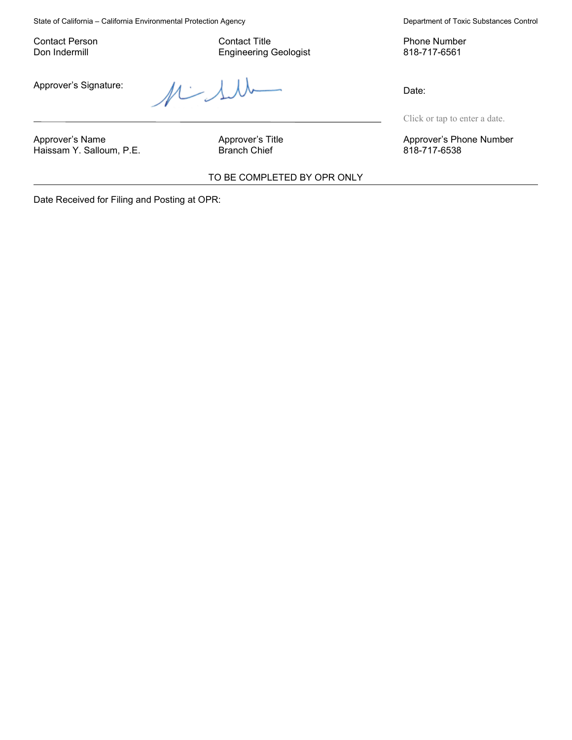Contact Person
Don Indermill

Contact Title
Engineering Geologist

Phone Number
818-717-6561

Approver's Signature:

Date:

Click or tap to enter a date.

Approver's Name
Haissam Y. Salloum, P.E.

Approver's Title
Branch Chief

Approver's Phone Number
818-717-6538

TO BE COMPLETED BY OPR ONLY

Date Received for Filing and Posting at OPR: